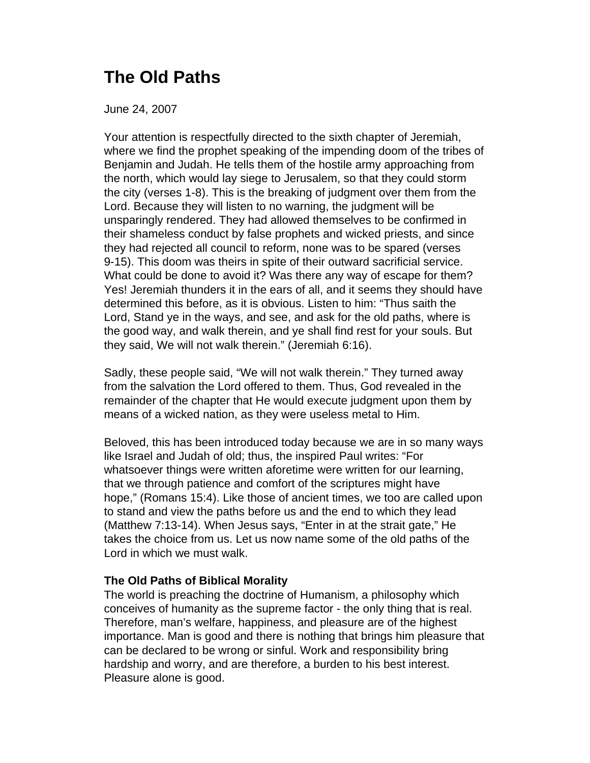# The Old Paths

June 24, 2007

Your attention is respectfully directed to the sixth chapter of Jeremiah, where we find the prophet speaking of the impending doom of the tribes of Benjamin and Judah. He tells them of the hostile army approaching from the north, which would lay siege to Jerusalem, so that they could storm the city (verses 1-8). This is the breaking of judgment over them from the Lord. Because they will listen to no warning, the judgment will be unsparingly rendered. They had allowed themselves to be confirmed in their shameless conduct by false prophets and wicked priests, and since they had rejected all council to reform, none was to be spared (verses 9-15). This doom was theirs in spite of their outward sacrificial service. What could be done to avoid it? Was there any way of escape for them? Yes! Jeremiah thunders it in the ears of all, and it seems they should have determined this before, as it is obvious. Listen to him: "Thus saith the Lord, Stand ye in the ways, and see, and ask for the old paths, where is the good way, and walk therein, and ye shall find rest for your souls. But they said, We will not walk therein." (Jeremiah 6:16).

Sadly, these people said, "We will not walk therein." They turned away from the salvation the Lord offered to them. Thus, God revealed in the remainder of the chapter that He would execute judgment upon them by means of a wicked nation, as they were useless metal to Him.

Beloved, this has been introduced today because we are in so many ways like Israel and Judah of old; thus, the inspired Paul writes: "For whatsoever things were written aforetime were written for our learning, that we through patience and comfort of the scriptures might have hope," (Romans 15:4). Like those of ancient times, we too are called upon to stand and view the paths before us and the end to which they lead (Matthew 7:13-14). When Jesus says, "Enter in at the strait gate," He takes the choice from us. Let us now name some of the old paths of the Lord in which we must walk.

**The Old Paths of Biblical Morality**

The world is preaching the doctrine of Humanism, a philosophy which conceives of humanity as the supreme factor - the only thing that is real. Therefore, man's welfare, happiness, and pleasure are of the highest importance. Man is good and there is nothing that brings him pleasure that can be declared to be wrong or sinful. Work and responsibility bring hardship and worry, and are therefore, a burden to his best interest. Pleasure alone is good.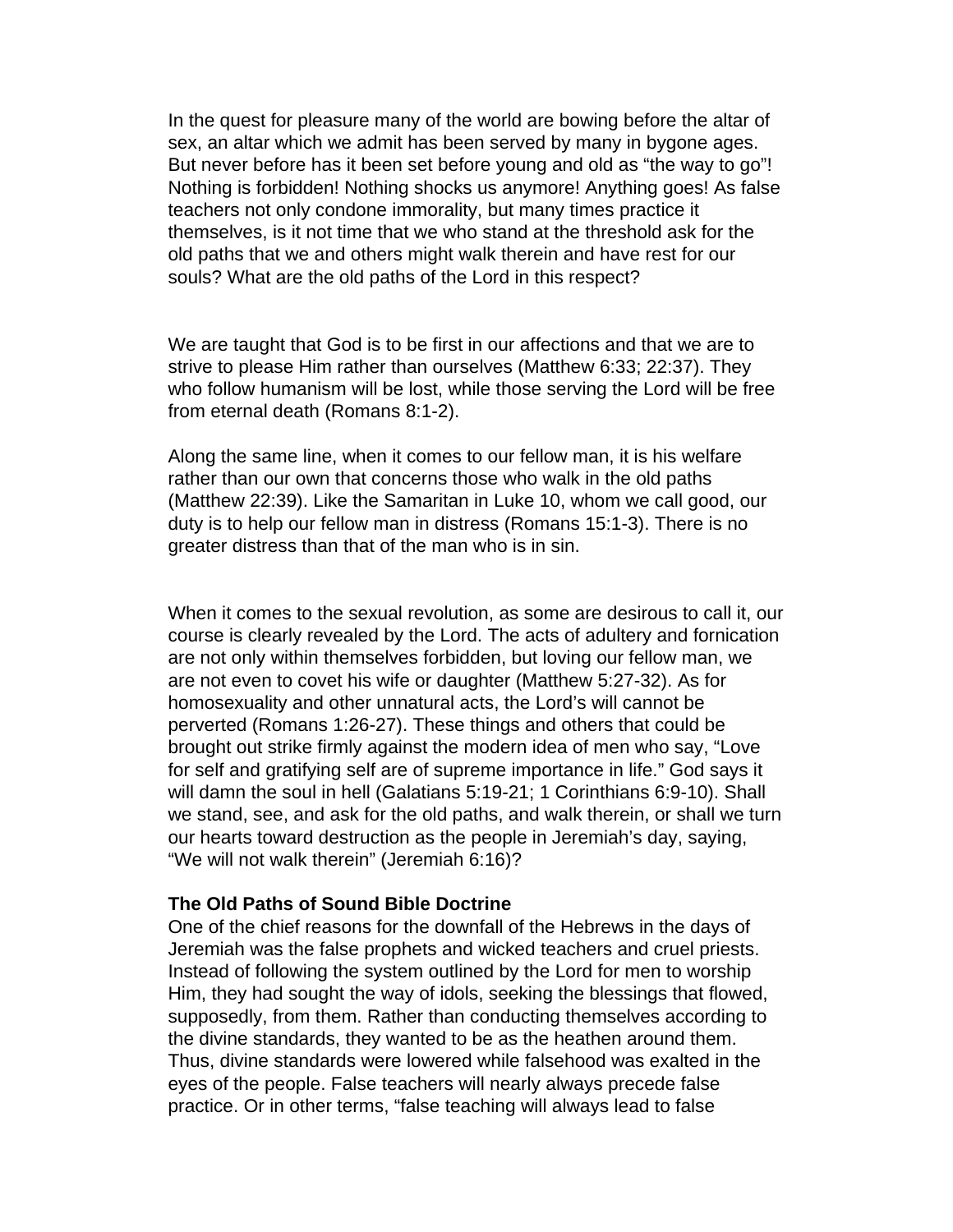In the quest for pleasure many of the world are bowing before the altar of sex, an altar which we admit has been served by many in bygone ages. But never before has it been set before young and old as "the way to go"! Nothing is forbidden! Nothing shocks us anymore! Anything goes! As false teachers not only condone immorality, but many times practice it themselves, is it not time that we who stand at the threshold ask for the old paths that we and others might walk therein and have rest for our souls? What are the old paths of the Lord in this respect?

We are taught that God is to be first in our affections and that we are to strive to please Him rather than ourselves (Matthew 6:33; 22:37). They who follow humanism will be lost, while those serving the Lord will be free from eternal death (Romans 8:1-2).

Along the same line, when it comes to our fellow man, it is his welfare rather than our own that concerns those who walk in the old paths (Matthew 22:39). Like the Samaritan in Luke 10, whom we call good, our duty is to help our fellow man in distress (Romans 15:1-3). There is no greater distress than that of the man who is in sin.

When it comes to the sexual revolution, as some are desirous to call it, our course is clearly revealed by the Lord. The acts of adultery and fornication are not only within themselves forbidden, but loving our fellow man, we are not even to covet his wife or daughter (Matthew 5:27-32). As for homosexuality and other unnatural acts, the Lord's will cannot be perverted (Romans 1:26-27). These things and others that could be brought out strike firmly against the modern idea of men who say, "Love for self and gratifying self are of supreme importance in life." God says it will damn the soul in hell (Galatians 5:19-21; 1 Corinthians 6:9-10). Shall we stand, see, and ask for the old paths, and walk therein, or shall we turn our hearts toward destruction as the people in Jeremiah's day, saying, "We will not walk therein" (Jeremiah 6:16)?

**The Old Paths of Sound Bible Doctrine**

One of the chief reasons for the downfall of the Hebrews in the days of Jeremiah was the false prophets and wicked teachers and cruel priests. Instead of following the system outlined by the Lord for men to worship Him, they had sought the way of idols, seeking the blessings that flowed, supposedly, from them. Rather than conducting themselves according to the divine standards, they wanted to be as the heathen around them. Thus, divine standards were lowered while falsehood was exalted in the eyes of the people. False teachers will nearly always precede false practice. Or in other terms, "false teaching will always lead to false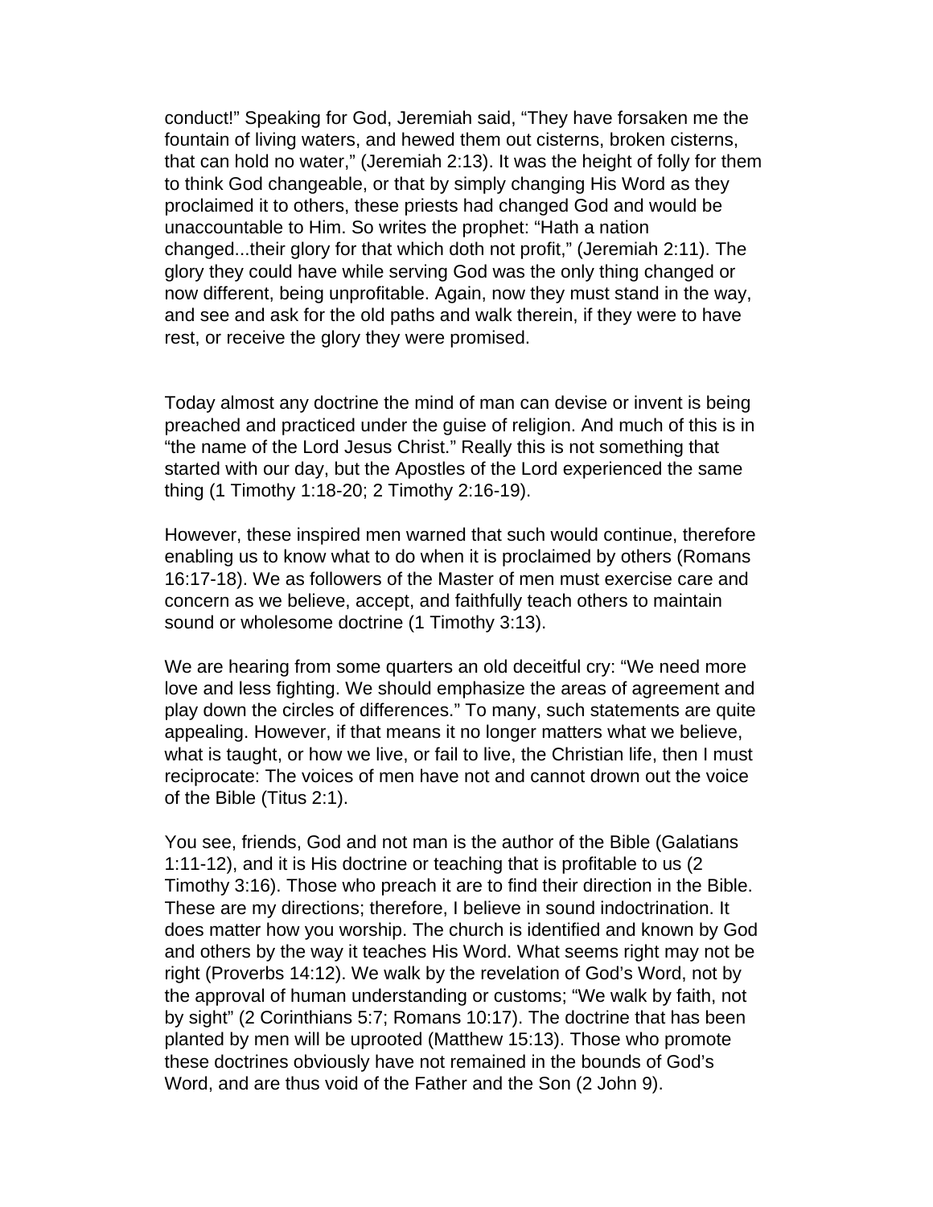conduct!" Speaking for God, Jeremiah said, "They have forsaken me the fountain of living waters, and hewed them out cisterns, broken cisterns, that can hold no water," (Jeremiah 2:13). It was the height of folly for them to think God changeable, or that by simply changing His Word as they proclaimed it to others, these priests had changed God and would be unaccountable to Him. So writes the prophet: "Hath a nation changed...their glory for that which doth not profit," (Jeremiah 2:11). The glory they could have while serving God was the only thing changed or now different, being unprofitable. Again, now they must stand in the way, and see and ask for the old paths and walk therein, if they were to have rest, or receive the glory they were promised.

Today almost any doctrine the mind of man can devise or invent is being preached and practiced under the guise of religion. And much of this is in "the name of the Lord Jesus Christ." Really this is not something that started with our day, but the Apostles of the Lord experienced the same thing (1 Timothy 1:18-20; 2 Timothy 2:16-19).

However, these inspired men warned that such would continue, therefore enabling us to know what to do when it is proclaimed by others (Romans 16:17-18). We as followers of the Master of men must exercise care and concern as we believe, accept, and faithfully teach others to maintain sound or wholesome doctrine (1 Timothy 3:13).

We are hearing from some quarters an old deceitful cry: "We need more love and less fighting. We should emphasize the areas of agreement and play down the circles of differences." To many, such statements are quite appealing. However, if that means it no longer matters what we believe, what is taught, or how we live, or fail to live, the Christian life, then I must reciprocate: The voices of men have not and cannot drown out the voice of the Bible (Titus 2:1).

You see, friends, God and not man is the author of the Bible (Galatians 1:11-12), and it is His doctrine or teaching that is profitable to us (2 Timothy 3:16). Those who preach it are to find their direction in the Bible. These are my directions; therefore, I believe in sound indoctrination. It does matter how you worship. The church is identified and known by God and others by the way it teaches His Word. What seems right may not be right (Proverbs 14:12). We walk by the revelation of God's Word, not by the approval of human understanding or customs; "We walk by faith, not by sight" (2 Corinthians 5:7; Romans 10:17). The doctrine that has been planted by men will be uprooted (Matthew 15:13). Those who promote these doctrines obviously have not remained in the bounds of God's Word, and are thus void of the Father and the Son (2 John 9).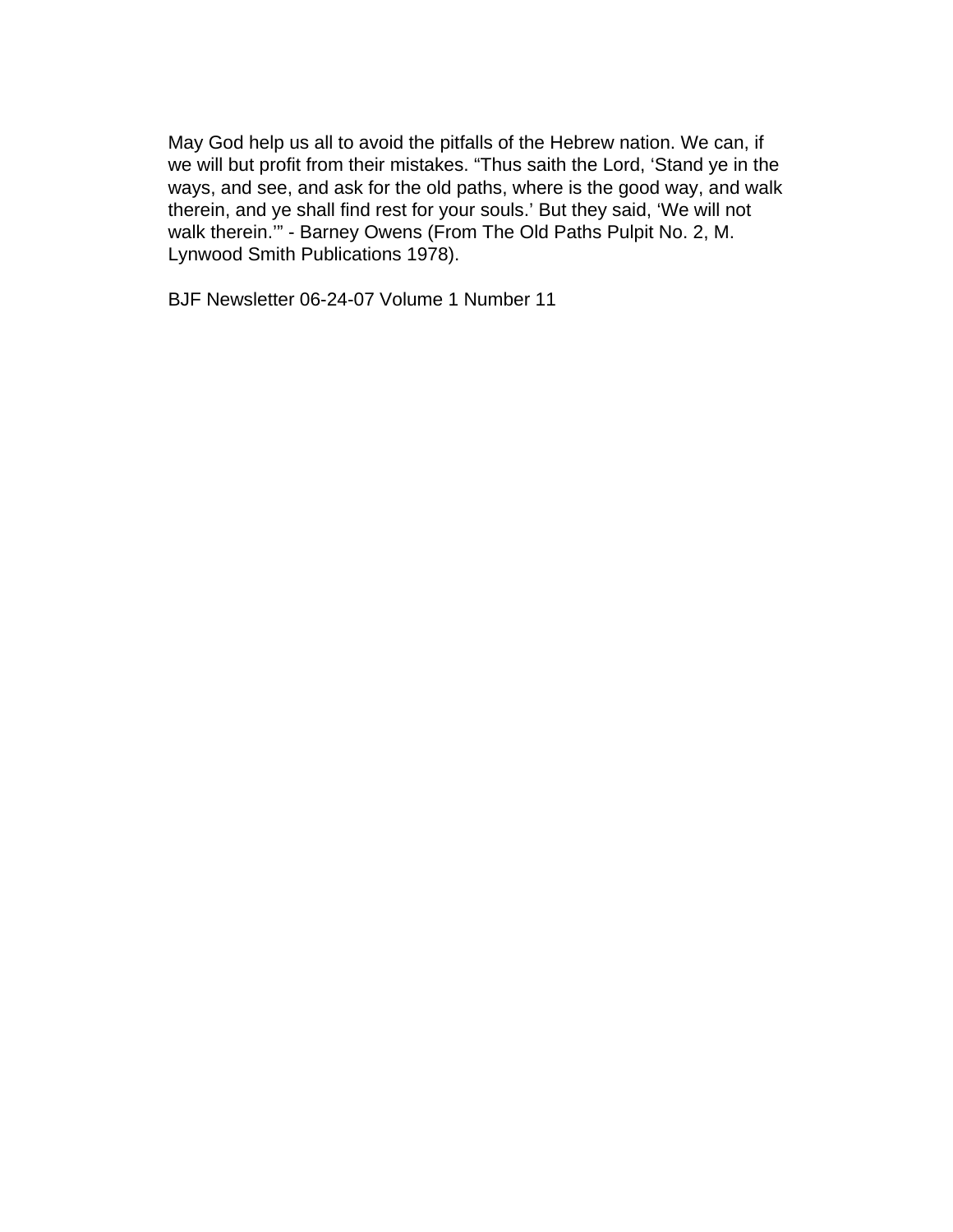May God help us all to avoid the pitfalls of the Hebrew nation. We can, if we will but profit from their mistakes. "Thus saith the Lord, 'Stand ye in the ways, and see, and ask for the old paths, where is the good way, and walk therein, and ye shall find rest for your souls.' But they said, 'We will not walk therein.'" - Barney Owens (From The Old Paths Pulpit No. 2, M. Lynwood Smith Publications 1978).

BJF Newsletter 06-24-07 Volume 1 Number 11